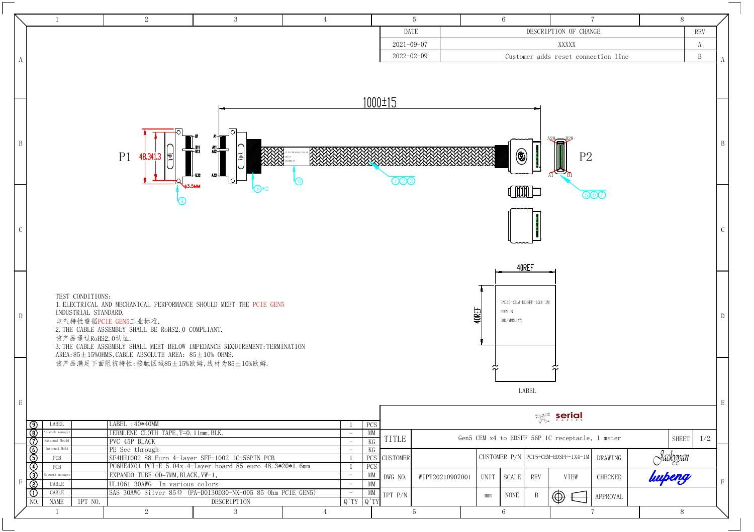| DATE | DESCRIPTION OF CHANGE | REV |
|---|---|---|
| 2021-09-07 | XXXXX | A |
| 2022-02-09 | Customer adds reset connection line | B |

1000±15

P1 48.3 41.3 B1 B11 B12 B32 A1 A11 A12 A32 φ3.5MM ④ ⑧*2 ⑨ ①②③

P2 A28 B28 A1 B1 ⑤⑥⑦

40REF

40REF

PCI5-CEM-EDSFF-1X4-1M
REV B
DD/MMM/YY

LABEL

TEST CONDITIONS:

1. ELECTRICAL AND MECHANICAL PERFORMANCE SHOULD MEET THE PCIE GEN5 INDUSTRIAL STANDARD.
电气特性遵循PCIE GEN5工业标准.
2. THE CABLE ASSEMBLY SHALL BE RoHS2.0 COMPLIANT.
该产品通过RoHS2.0认证.
3. THE CABLE ASSEMBLY SHALL MEET BELOW IMPEDANCE REQUIREMENT:TERMINATION AREA:85±15%OHMS,CABLE ABSOLUTE AREA: 85±10% OHMS.
该产品满足下面阻抗特性:接触区域85±15%欧姆,线材为85±10%欧姆.

| NO. | NAME | IPT NO. | DESCRIPTION | Q'TY | Q'TY |
|---|---|---|---|---|---|
| 9 | LABEL | | LABEL :40*40MM | 1 | PCS |
| 8 | Network manager | | IERMLENE CLOTH TAPE,T=0.11mm.BLK. | — | MM |
| 7 | External Mould | | PVC 45P BLACK | — | KG |
| 6 | Internal Mold | | PE See through | — | KG |
| 5 | PCB | | SF4HH1002 88 Euro 4-layer SFF-1002 1C-56PIN PCB | 1 | PCS |
| 4 | PCB | | PC6HE4X01 PCI-E 5.04x 4-layer board 85 euro 48.3*20*1.6mm | 1 | PCS |
| 3 | Network manager | | EXPANDO TUBE:OD=7MM,BLACK,VW-1, | — | MM |
| 2 | CABLE | | UL1061 30AWG In various colors | — | MM |
| 1 | CABLE | | SAS 30AWG Silver 85Ω (PA-D0130D30-NX-005 85 Ohm PCIE GEN5) | — | MM |

serial CABLES

| TITLE | Gen5 CEM x4 to EDSFF 56P 1C receptacle, 1 meter | | | | | SHEET | 1/2 |
|---|---|---|---|---|---|---|---|
| CUSTOMER | | CUSTOMER P/N | | PCI5-CEM-EDSFF-1X4-1M | DRAWING | Jackyyan | |
| DWG NO. | WIPT20210907001 | UNIT | SCALE | REV | VIEW | CHECKED | lupeng |
| IPT P/N | | mm | NONE | B | | APPROVAL | |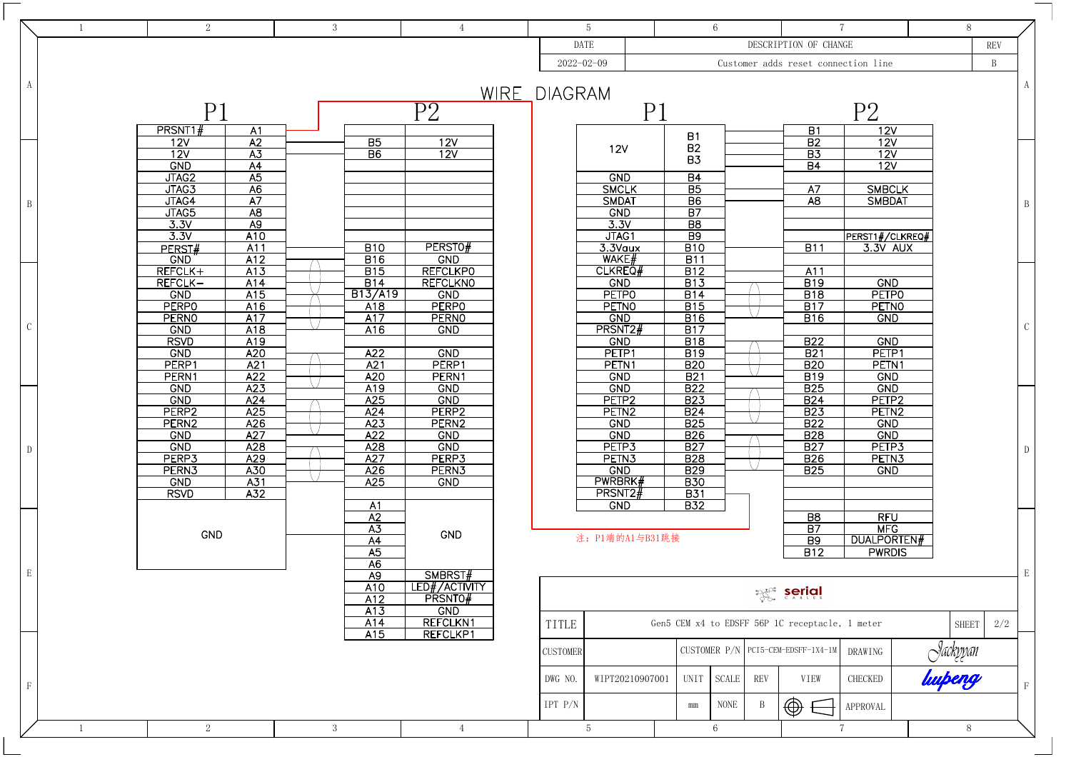| DATE | DESCRIPTION OF CHANGE | REV |
|---|---|---|
| 2022-02-09 | Customer adds reset connection line | B |

# WIRE DIAGRAM

## P1 (A side) → P2

| P1 Signal | P1 Pin | P2 Pin | P2 Signal |
|---|---|---|---|
| PRSNT1# | A1 | | |
| 12V | A2 | B5 | 12V |
| 12V | A3 | B6 | 12V |
| GND | A4 | | |
| JTAG2 | A5 | | |
| JTAG3 | A6 | | |
| JTAG4 | A7 | | |
| JTAG5 | A8 | | |
| 3.3V | A9 | | |
| 3.3V | A10 | | |
| PERST# | A11 | B10 | PERST0# |
| GND | A12 | B16 | GND |
| REFCLK+ | A13 | B15 | REFCLKP0 |
| REFCLK- | A14 | B14 | REFCLKN0 |
| GND | A15 | B13/A19 | GND |
| PERP0 | A16 | A18 | PERP0 |
| PERN0 | A17 | A17 | PERN0 |
| GND | A18 | A16 | GND |
| RSVD | A19 | | |
| GND | A20 | A22 | GND |
| PERP1 | A21 | A21 | PERP1 |
| PERN1 | A22 | A20 | PERN1 |
| GND | A23 | A19 | GND |
| GND | A24 | A25 | GND |
| PERP2 | A25 | A24 | PERP2 |
| PERN2 | A26 | A23 | PERN2 |
| GND | A27 | A22 | GND |
| GND | A28 | A28 | GND |
| PERP3 | A29 | A27 | PERP3 |
| PERN3 | A30 | A26 | PERN3 |
| GND | A31 | A25 | GND |
| RSVD | A32 | | |
| GND | | A1, A2, A3, A4, A5, A6 | GND |
| | | A9 | SMBRST# |
| | | A10 | LED#/ACTIVITY |
| | | A12 | PRSNT0# |
| | | A13 | GND |
| | | A14 | REFCLKN1 |
| | | A15 | REFCLKP1 |

## P1 (B side) → P2

| P1 Signal | P1 Pin | P2 Pin | P2 Signal |
|---|---|---|---|
| 12V | B1, B2, B3 | B1 | 12V |
| | | B2 | 12V |
| | | B3 | 12V |
| | | B4 | 12V |
| GND | B4 | | |
| SMCLK | B5 | A7 | SMBCLK |
| SMDAT | B6 | A8 | SMBDAT |
| GND | B7 | | |
| 3.3V | B8 | | |
| JTAG1 | B9 | | PERST1#/CLKREQ# |
| 3.3Vaux | B10 | B11 | 3.3V AUX |
| WAKE# | B11 | | |
| CLKREQ# | B12 | A11 | |
| GND | B13 | B19 | GND |
| PETP0 | B14 | B18 | PETP0 |
| PETN0 | B15 | B17 | PETN0 |
| GND | B16 | B16 | GND |
| PRSNT2# | B17 | | |
| GND | B18 | B22 | GND |
| PETP1 | B19 | B21 | PETP1 |
| PETN1 | B20 | B20 | PETN1 |
| GND | B21 | B19 | GND |
| GND | B22 | B25 | GND |
| PETP2 | B23 | B24 | PETP2 |
| PETN2 | B24 | B23 | PETN2 |
| GND | B25 | B22 | GND |
| GND | B26 | B28 | GND |
| PETP3 | B27 | B27 | PETP3 |
| PETN3 | B28 | B26 | PETN3 |
| GND | B29 | B25 | GND |
| PWRBRK# | B30 | | |
| PRSNT2# | B31 | | |
| GND | B32 | B8 | RFU |
| | | B7 | MFG |
| | | B9 | DUALPORTEN# |
| | | B12 | PWRDIS |

注：P1端的A1与B31跳接

serial CABLES

| | | | | | | | |
|---|---|---|---|---|---|---|---|
| TITLE | Gen5 CEM x4 to EDSFF 56P 1C receptacle, 1 meter | | | | | SHEET | 2/2 |
| CUSTOMER | | CUSTOMER P/N | PCI5-CEM-EDSFF-1X4-1M | DRAWING | Jackyyan | | |
| DWG NO. | WIPT20210907001 | UNIT | SCALE | REV | VIEW | CHECKED | lupeng |
| IPT P/N | | mm | NONE | B | | APPROVAL | |